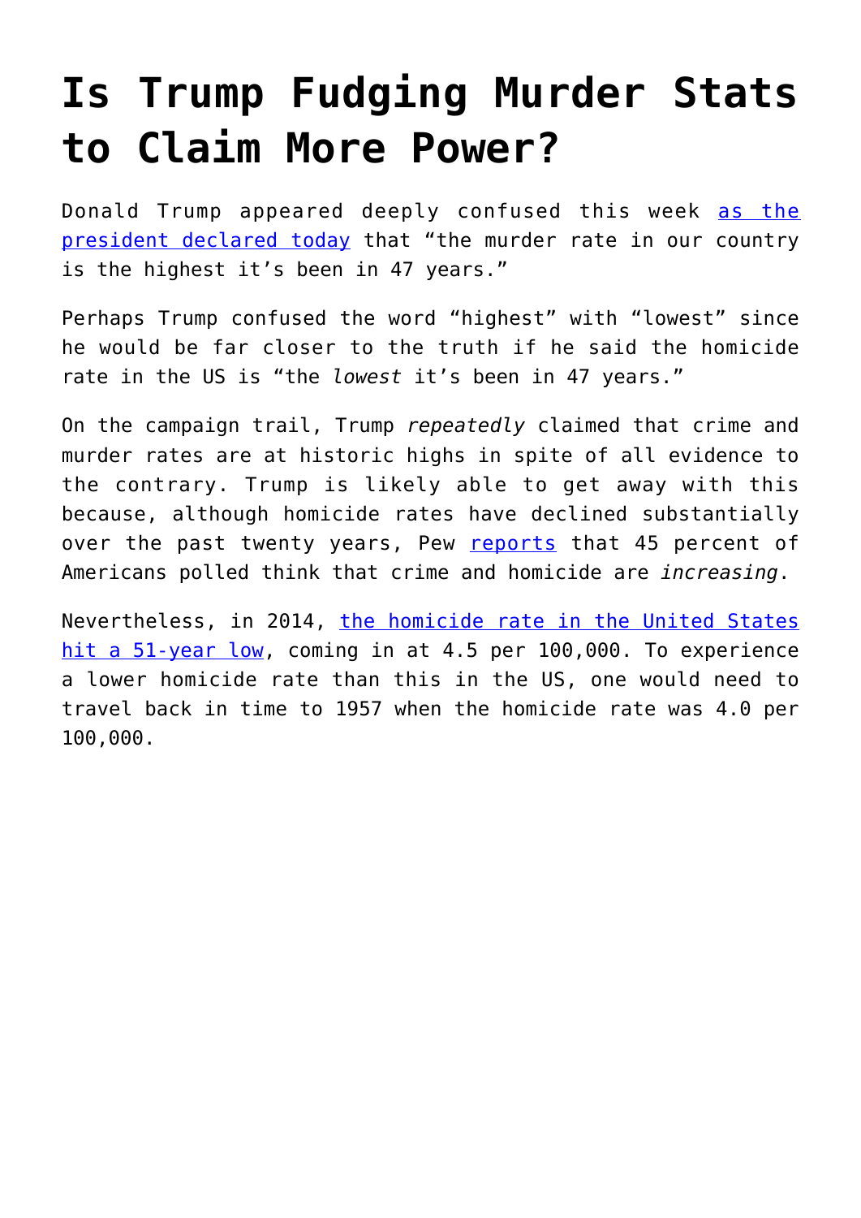# Is Trump Fudging Murder Stats to Claim More Power?

Donald Trump appeared deeply confused this week [as the president declared today] that "the murder rate in our country is the highest it's been in 47 years."

Perhaps Trump confused the word "highest" with "lowest" since he would be far closer to the truth if he said the homicide rate in the US is "the *lowest* it's been in 47 years."

On the campaign trail, Trump *repeatedly* claimed that crime and murder rates are at historic highs in spite of all evidence to the contrary. Trump is likely able to get away with this because, although homicide rates have declined substantially over the past twenty years, Pew [reports] that 45 percent of Americans polled think that crime and homicide are *increasing*.

Nevertheless, in 2014, [the homicide rate in the United States hit a 51-year low], coming in at 4.5 per 100,000. To experience a lower homicide rate than this in the US, one would need to travel back in time to 1957 when the homicide rate was 4.0 per 100,000.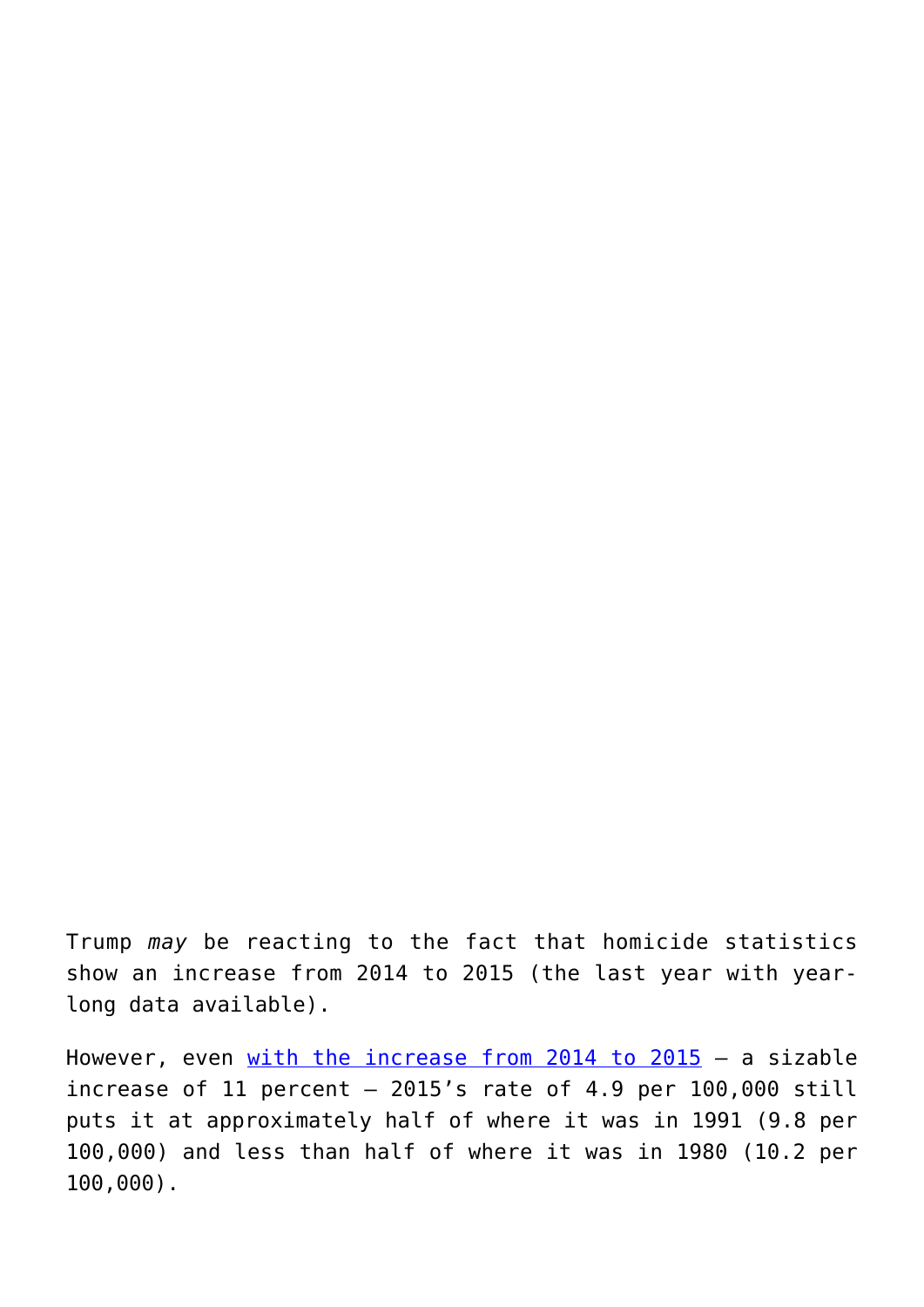Trump *may* be reacting to the fact that homicide statistics show an increase from 2014 to 2015 (the last year with year-long data available).

However, even [with the increase from 2014 to 2015](#) — a sizable increase of 11 percent — 2015’s rate of 4.9 per 100,000 still puts it at approximately half of where it was in 1991 (9.8 per 100,000) and less than half of where it was in 1980 (10.2 per 100,000).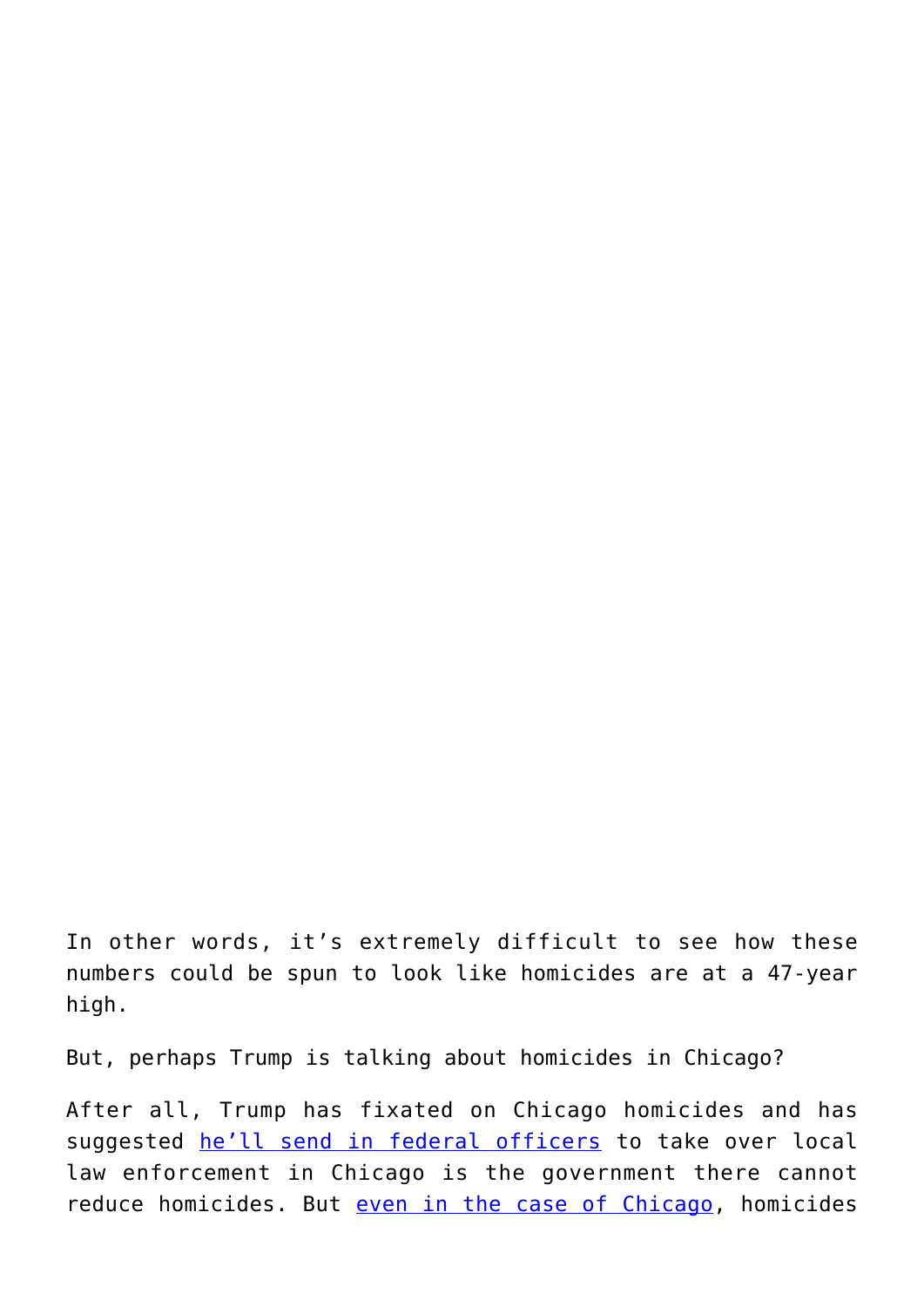In other words, it’s extremely difficult to see how these numbers could be spun to look like homicides are at a 47-year high.

But, perhaps Trump is talking about homicides in Chicago?

After all, Trump has fixated on Chicago homicides and has suggested [he’ll send in federal officers](#) to take over local law enforcement in Chicago is the government there cannot reduce homicides. But [even in the case of Chicago](#), homicides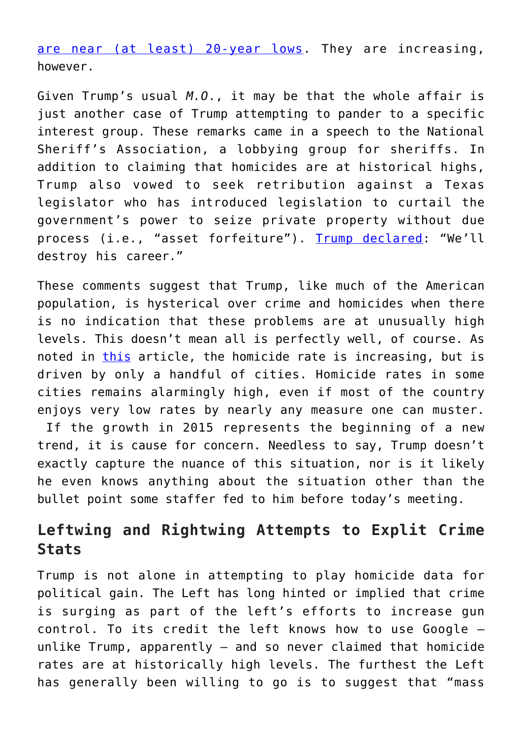are near (at least) 20-year lows. They are increasing, however.

Given Trump's usual *M.O.*, it may be that the whole affair is just another case of Trump attempting to pander to a specific interest group. These remarks came in a speech to the National Sheriff's Association, a lobbying group for sheriffs. In addition to claiming that homicides are at historical highs, Trump also vowed to seek retribution against a Texas legislator who has introduced legislation to curtail the government's power to seize private property without due process (i.e., "asset forfeiture"). Trump declared: "We'll destroy his career."

These comments suggest that Trump, like much of the American population, is hysterical over crime and homicides when there is no indication that these problems are at unusually high levels. This doesn't mean all is perfectly well, of course. As noted in this article, the homicide rate is increasing, but is driven by only a handful of cities. Homicide rates in some cities remains alarmingly high, even if most of the country enjoys very low rates by nearly any measure one can muster. If the growth in 2015 represents the beginning of a new trend, it is cause for concern. Needless to say, Trump doesn't exactly capture the nuance of this situation, nor is it likely he even knows anything about the situation other than the bullet point some staffer fed to him before today's meeting.

## Leftwing and Rightwing Attempts to Explit Crime Stats

Trump is not alone in attempting to play homicide data for political gain. The Left has long hinted or implied that crime is surging as part of the left's efforts to increase gun control. To its credit the left knows how to use Google – unlike Trump, apparently – and so never claimed that homicide rates are at historically high levels. The furthest the Left has generally been willing to go is to suggest that "mass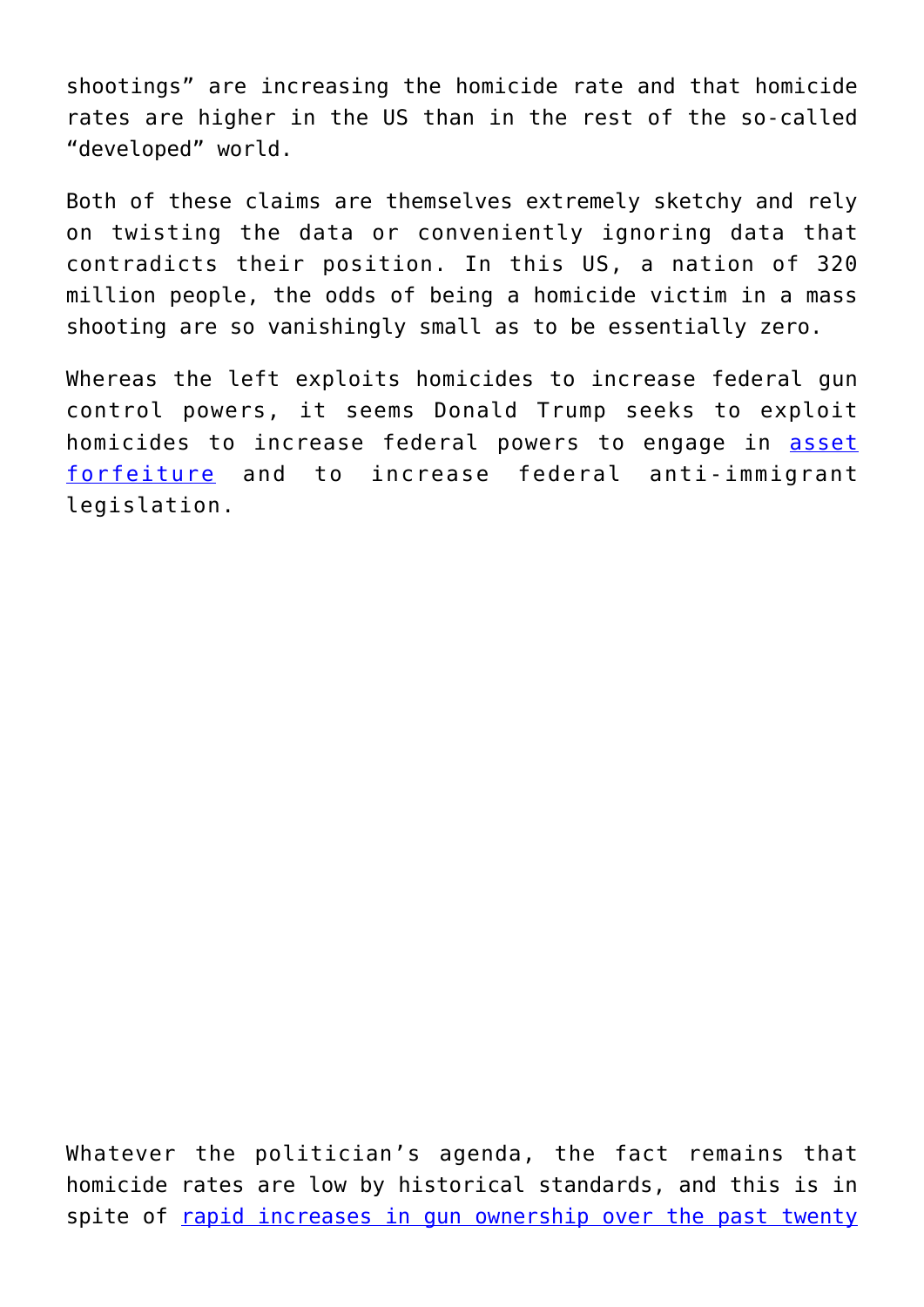shootings" are increasing the homicide rate and that homicide rates are higher in the US than in the rest of the so-called "developed" world.

Both of these claims are themselves extremely sketchy and rely on twisting the data or conveniently ignoring data that contradicts their position. In this US, a nation of 320 million people, the odds of being a homicide victim in a mass shooting are so vanishingly small as to be essentially zero.

Whereas the left exploits homicides to increase federal gun control powers, it seems Donald Trump seeks to exploit homicides to increase federal powers to engage in asset forfeiture and to increase federal anti-immigrant legislation.

Whatever the politician's agenda, the fact remains that homicide rates are low by historical standards, and this is in spite of rapid increases in gun ownership over the past twenty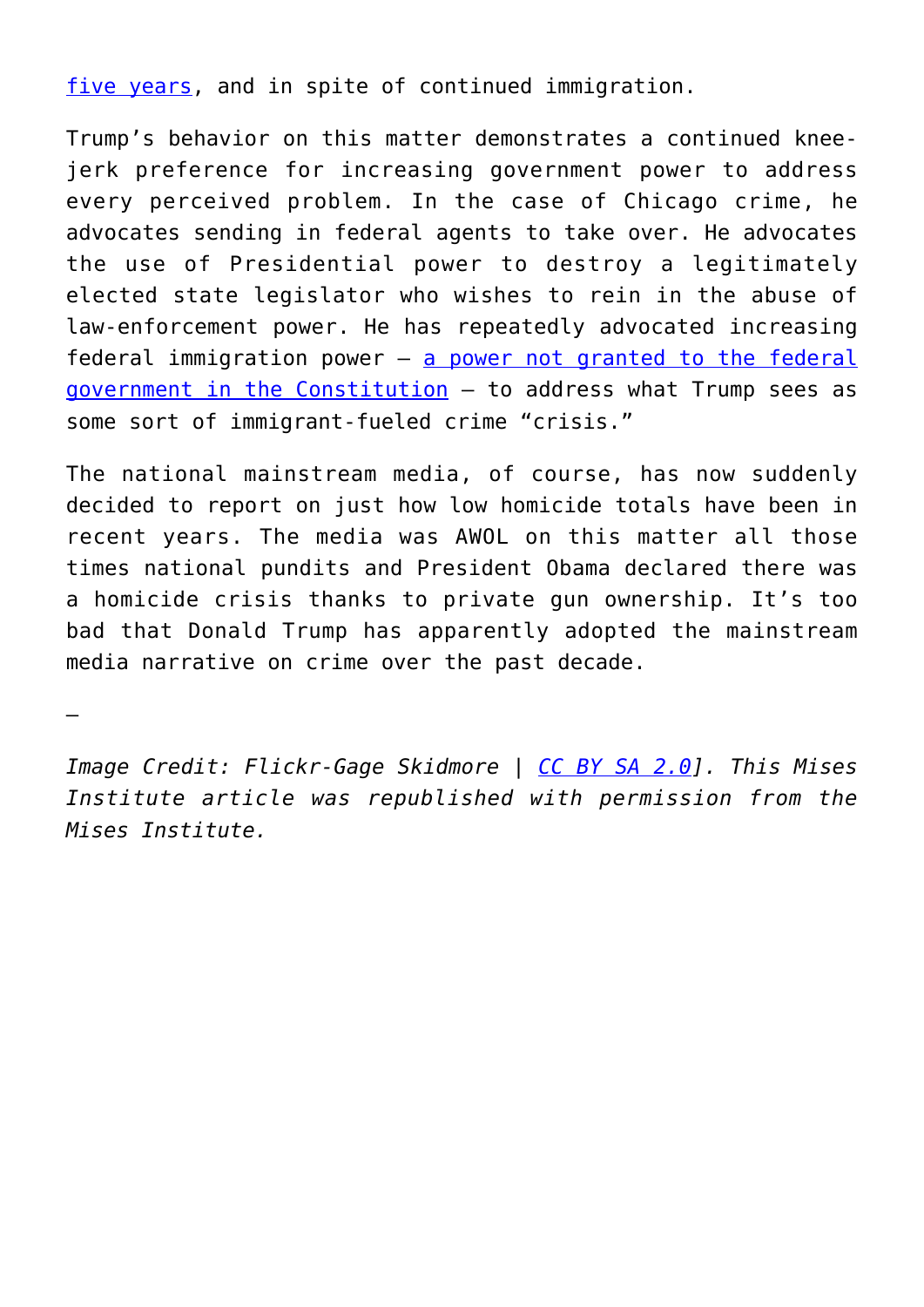five years, and in spite of continued immigration.

Trump's behavior on this matter demonstrates a continued knee-jerk preference for increasing government power to address every perceived problem. In the case of Chicago crime, he advocates sending in federal agents to take over. He advocates the use of Presidential power to destroy a legitimately elected state legislator who wishes to rein in the abuse of law-enforcement power. He has repeatedly advocated increasing federal immigration power – a power not granted to the federal government in the Constitution – to address what Trump sees as some sort of immigrant-fueled crime "crisis."

The national mainstream media, of course, has now suddenly decided to report on just how low homicide totals have been in recent years. The media was AWOL on this matter all those times national pundits and President Obama declared there was a homicide crisis thanks to private gun ownership. It's too bad that Donald Trump has apparently adopted the mainstream media narrative on crime over the past decade.

—

*Image Credit: Flickr-Gage Skidmore | CC BY SA 2.0]. This Mises Institute article was republished with permission from the Mises Institute.*